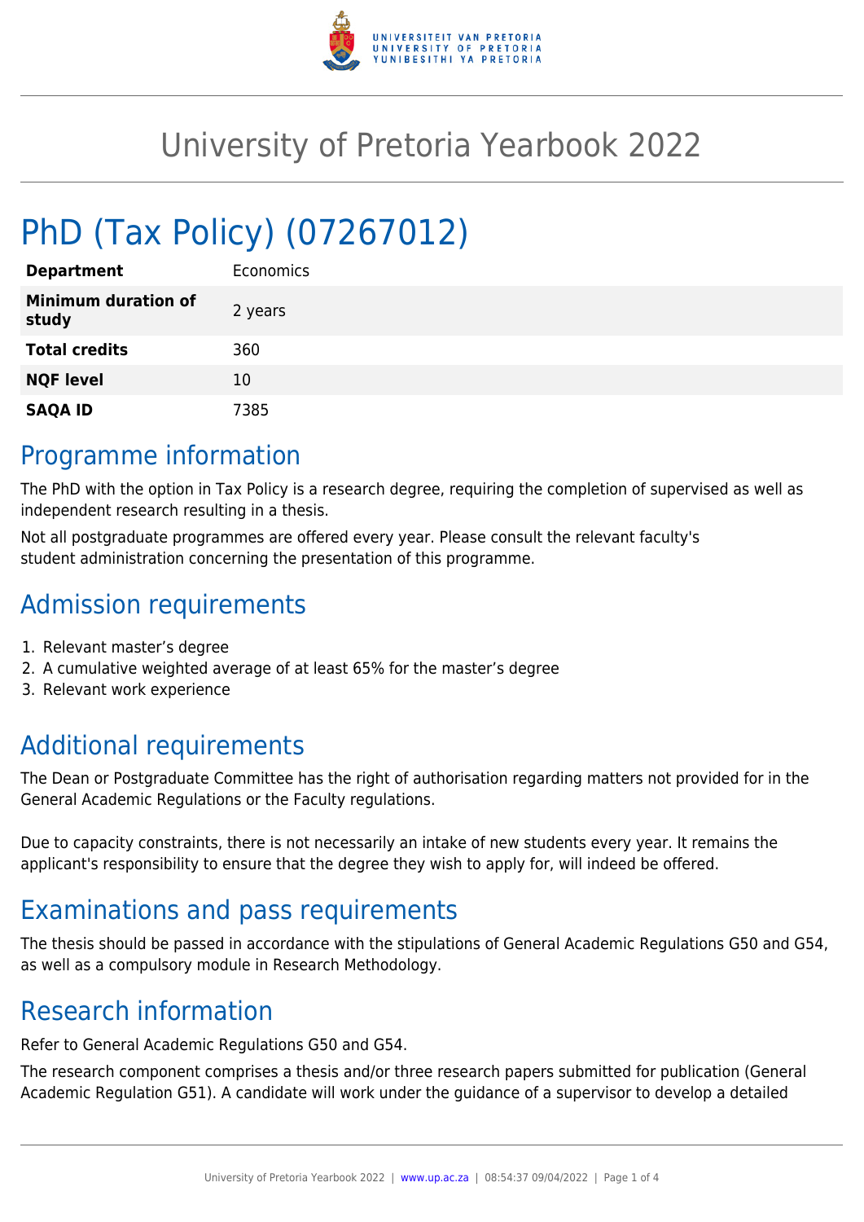# University of Pretoria Yearbook 2022

# PhD (Tax Policy) (07267012)

| | |
|---|---|
| **Department** | Economics |
| **Minimum duration of study** | 2 years |
| **Total credits** | 360 |
| **NQF level** | 10 |
| **SAQA ID** | 7385 |

## Programme information

The PhD with the option in Tax Policy is a research degree, requiring the completion of supervised as well as independent research resulting in a thesis.

Not all postgraduate programmes are offered every year. Please consult the relevant faculty's student administration concerning the presentation of this programme.

## Admission requirements

1. Relevant master's degree
2. A cumulative weighted average of at least 65% for the master's degree
3. Relevant work experience

## Additional requirements

The Dean or Postgraduate Committee has the right of authorisation regarding matters not provided for in the General Academic Regulations or the Faculty regulations.

Due to capacity constraints, there is not necessarily an intake of new students every year. It remains the applicant's responsibility to ensure that the degree they wish to apply for, will indeed be offered.

## Examinations and pass requirements

The thesis should be passed in accordance with the stipulations of General Academic Regulations G50 and G54, as well as a compulsory module in Research Methodology.

## Research information

Refer to General Academic Regulations G50 and G54.

The research component comprises a thesis and/or three research papers submitted for publication (General Academic Regulation G51). A candidate will work under the guidance of a supervisor to develop a detailed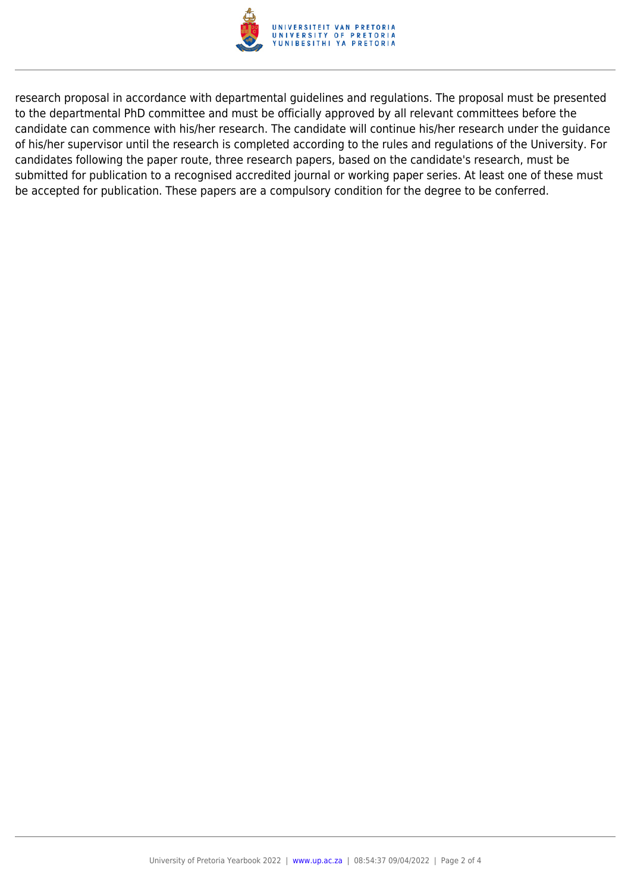research proposal in accordance with departmental guidelines and regulations. The proposal must be presented to the departmental PhD committee and must be officially approved by all relevant committees before the candidate can commence with his/her research. The candidate will continue his/her research under the guidance of his/her supervisor until the research is completed according to the rules and regulations of the University. For candidates following the paper route, three research papers, based on the candidate's research, must be submitted for publication to a recognised accredited journal or working paper series. At least one of these must be accepted for publication. These papers are a compulsory condition for the degree to be conferred.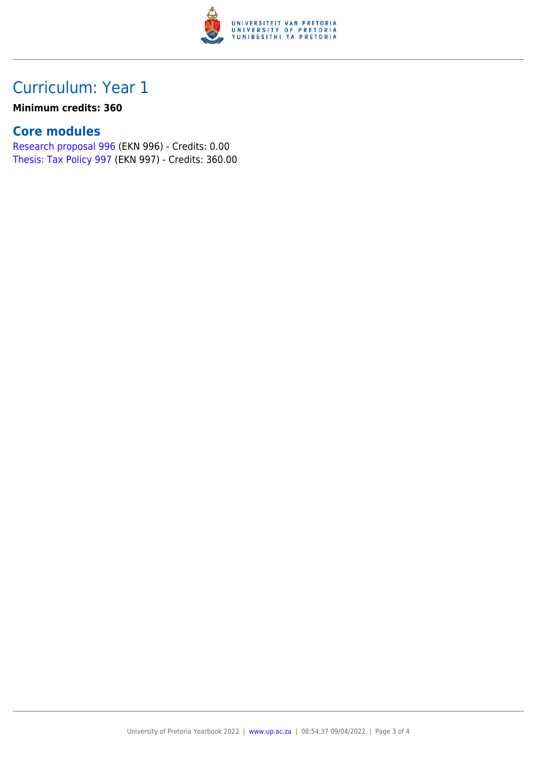# Curriculum: Year 1

**Minimum credits: 360**

## Core modules

Research proposal 996 (EKN 996) - Credits: 0.00
Thesis: Tax Policy 997 (EKN 997) - Credits: 360.00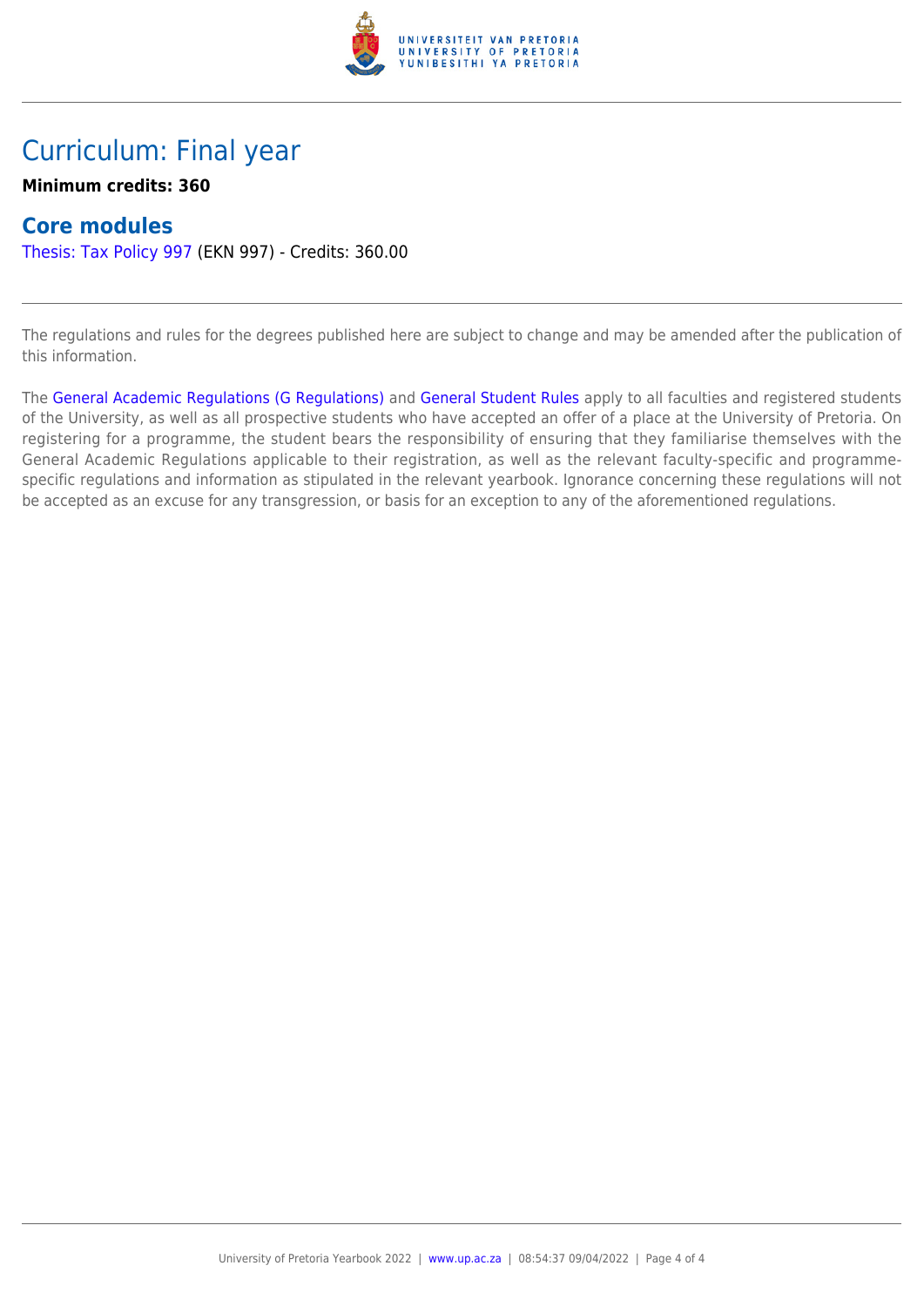## Curriculum: Final year

**Minimum credits: 360**

### Core modules

Thesis: Tax Policy 997 (EKN 997) - Credits: 360.00

The regulations and rules for the degrees published here are subject to change and may be amended after the publication of this information.

The General Academic Regulations (G Regulations) and General Student Rules apply to all faculties and registered students of the University, as well as all prospective students who have accepted an offer of a place at the University of Pretoria. On registering for a programme, the student bears the responsibility of ensuring that they familiarise themselves with the General Academic Regulations applicable to their registration, as well as the relevant faculty-specific and programme-specific regulations and information as stipulated in the relevant yearbook. Ignorance concerning these regulations will not be accepted as an excuse for any transgression, or basis for an exception to any of the aforementioned regulations.